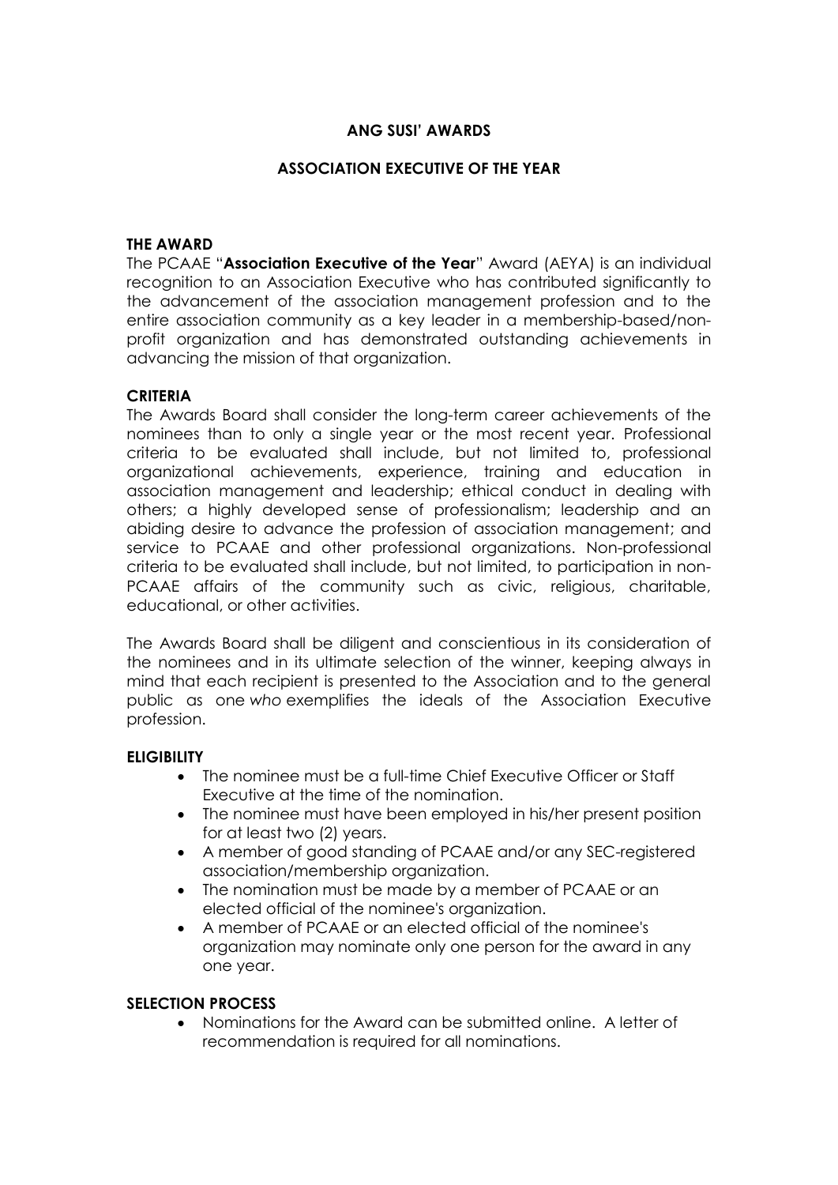# ANG SUSI' AWARDS

## ASSOCIATION EXECUTIVE OF THE YEAR

### THE AWARD

The PCAAE "**Association Executive of the Year**" Award (AEYA) is an individual recognition to an Association Executive who has contributed significantly to the advancement of the association management profession and to the entire association community as a key leader in a membership-based/non-profit organization and has demonstrated outstanding achievements in advancing the mission of that organization.

### CRITERIA

The Awards Board shall consider the long-term career achievements of the nominees than to only a single year or the most recent year. Professional criteria to be evaluated shall include, but not limited to, professional organizational achievements, experience, training and education in association management and leadership; ethical conduct in dealing with others; a highly developed sense of professionalism; leadership and an abiding desire to advance the profession of association management; and service to PCAAE and other professional organizations. Non-professional criteria to be evaluated shall include, but not limited, to participation in non-PCAAE affairs of the community such as civic, religious, charitable, educational, or other activities.

The Awards Board shall be diligent and conscientious in its consideration of the nominees and in its ultimate selection of the winner, keeping always in mind that each recipient is presented to the Association and to the general public as one *who* exemplifies the ideals of the Association Executive profession.

### ELIGIBILITY

- The nominee must be a full-time Chief Executive Officer or Staff Executive at the time of the nomination.
- The nominee must have been employed in his/her present position for at least two (2) years.
- A member of good standing of PCAAE and/or any SEC-registered association/membership organization.
- The nomination must be made by a member of PCAAE or an elected official of the nominee's organization.
- A member of PCAAE or an elected official of the nominee's organization may nominate only one person for the award in any one year.

### SELECTION PROCESS

- Nominations for the Award can be submitted online. A letter of recommendation is required for all nominations.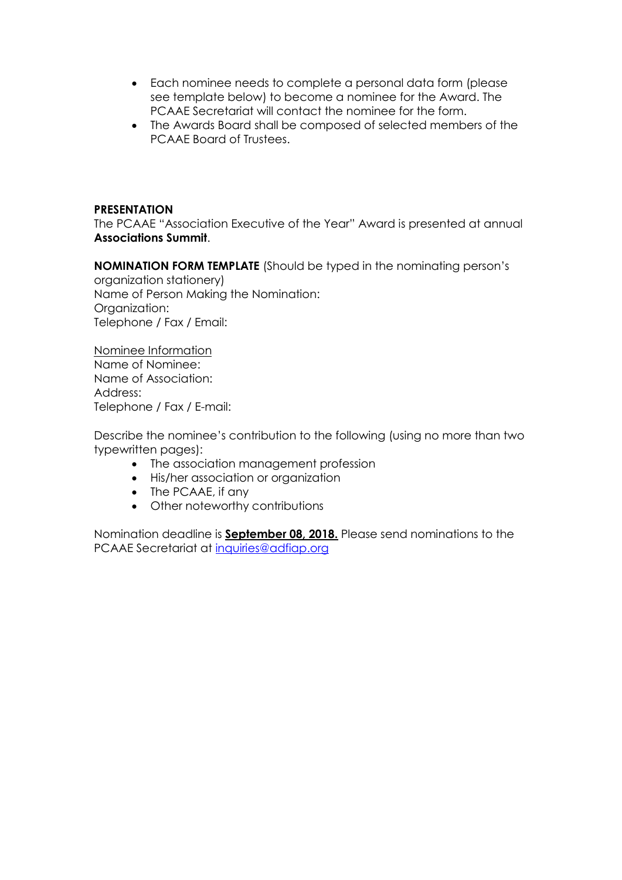- Each nominee needs to complete a personal data form (please see template below) to become a nominee for the Award. The PCAAE Secretariat will contact the nominee for the form.
- The Awards Board shall be composed of selected members of the PCAAE Board of Trustees.

**PRESENTATION**

The PCAAE "Association Executive of the Year" Award is presented at annual **Associations Summit**.

**NOMINATION FORM TEMPLATE** (Should be typed in the nominating person's organization stationery)
Name of Person Making the Nomination:
Organization:
Telephone / Fax / Email:

<u>Nominee Information</u>
Name of Nominee:
Name of Association:
Address:
Telephone / Fax / E-mail:

Describe the nominee's contribution to the following (using no more than two typewritten pages):

- The association management profession
- His/her association or organization
- The PCAAE, if any
- Other noteworthy contributions

Nomination deadline is **<u>September 08, 2018.</u>** Please send nominations to the PCAAE Secretariat at [inquiries@adfiap.org](mailto:inquiries@adfiap.org)